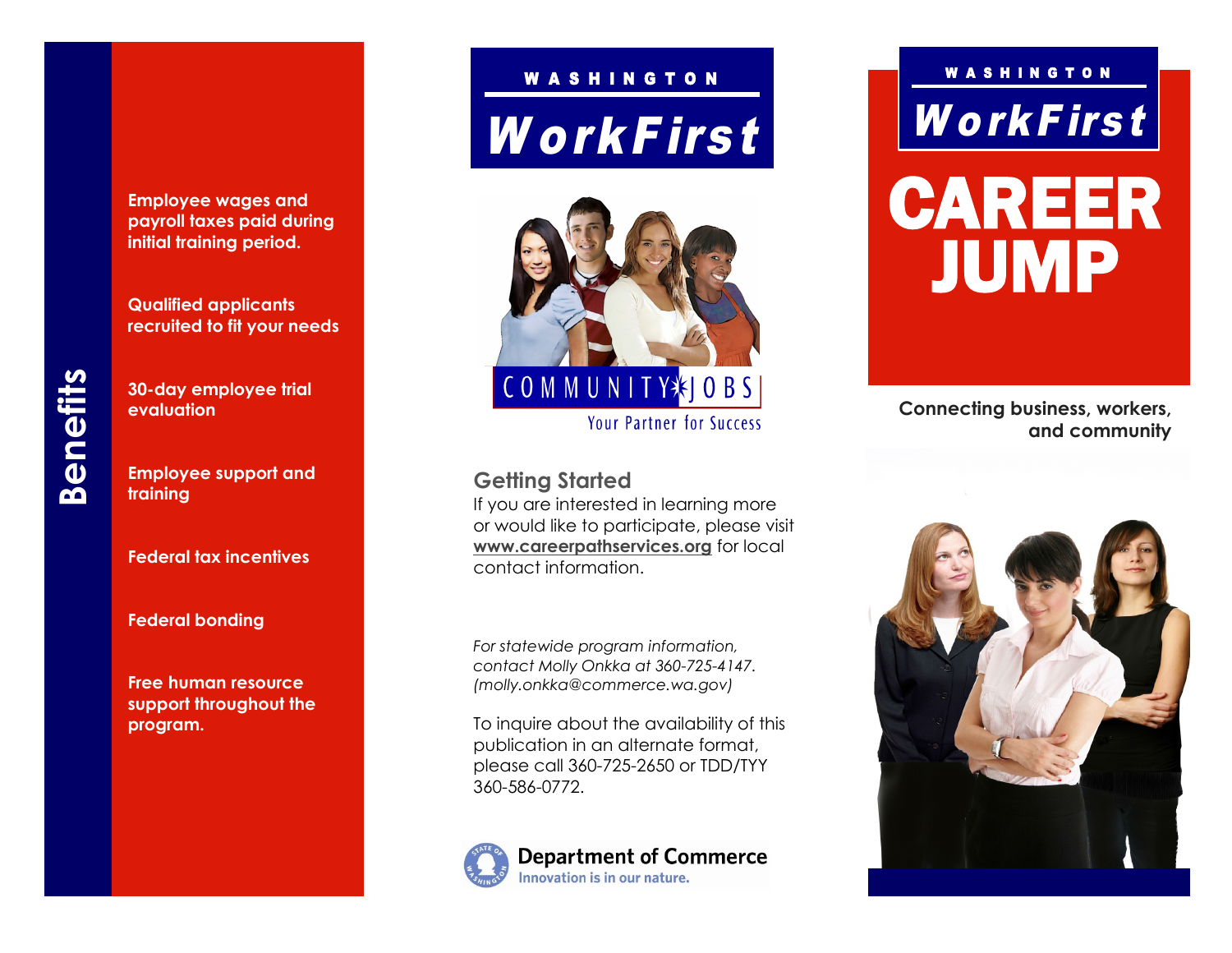## Benefits

**Employee wages and payroll taxes paid during initial training period.**

**Qualified applicants recruited to fit your needs**

**30-day employee trial evaluation**

**Employee support and training**

**Federal tax incentives**

**Federal bonding**

**Free human resource support throughout the program.**

WASHINGTON

**WorkFirst**

COMMUNITY JOBS

Your Partner for Success

### Getting Started

If you are interested in learning more or would like to participate, please visit **www.careerpathservices.org** for local contact information.

*For statewide program information, contact Molly Onkka at 360-725-4147. (molly.onkka@commerce.wa.gov)*

To inquire about the availability of this publication in an alternate format, please call 360-725-2650 or TDD/TYY 360-586-0772.

**Department of Commerce**

Innovation is in our nature.

WASHINGTON

**WorkFirst**

# CAREER JUMP

**Connecting business, workers, and community**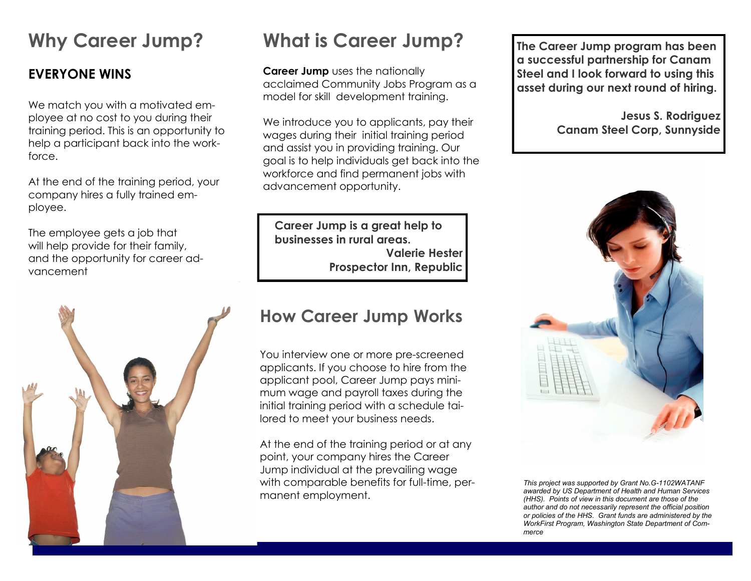# Why Career Jump?

### EVERYONE WINS

We match you with a motivated employee at no cost to you during their training period. This is an opportunity to help a participant back into the workforce.

At the end of the training period, your company hires a fully trained employee.

The employee gets a job that will help provide for their family, and the opportunity for career advancement

# What is Career Jump?

**Career Jump** uses the nationally acclaimed Community Jobs Program as a model for skill development training.

We introduce you to applicants, pay their wages during their initial training period and assist you in providing training. Our goal is to help individuals get back into the workforce and find permanent jobs with advancement opportunity.

**Career Jump is a great help to businesses in rural areas.**

**Valerie Hester**
**Prospector Inn, Republic**

# How Career Jump Works

You interview one or more pre-screened applicants. If you choose to hire from the applicant pool, Career Jump pays minimum wage and payroll taxes during the initial training period with a schedule tailored to meet your business needs.

At the end of the training period or at any point, your company hires the Career Jump individual at the prevailing wage with comparable benefits for full-time, permanent employment.

**The Career Jump program has been a successful partnership for Canam Steel and I look forward to using this asset during our next round of hiring.**

**Jesus S. Rodriguez**
**Canam Steel Corp, Sunnyside**

*This project was supported by Grant No.G-1102WATANF awarded by US Department of Health and Human Services (HHS). Points of view in this document are those of the author and do not necessarily represent the official position or policies of the HHS. Grant funds are administered by the WorkFirst Program, Washington State Department of Commerce*